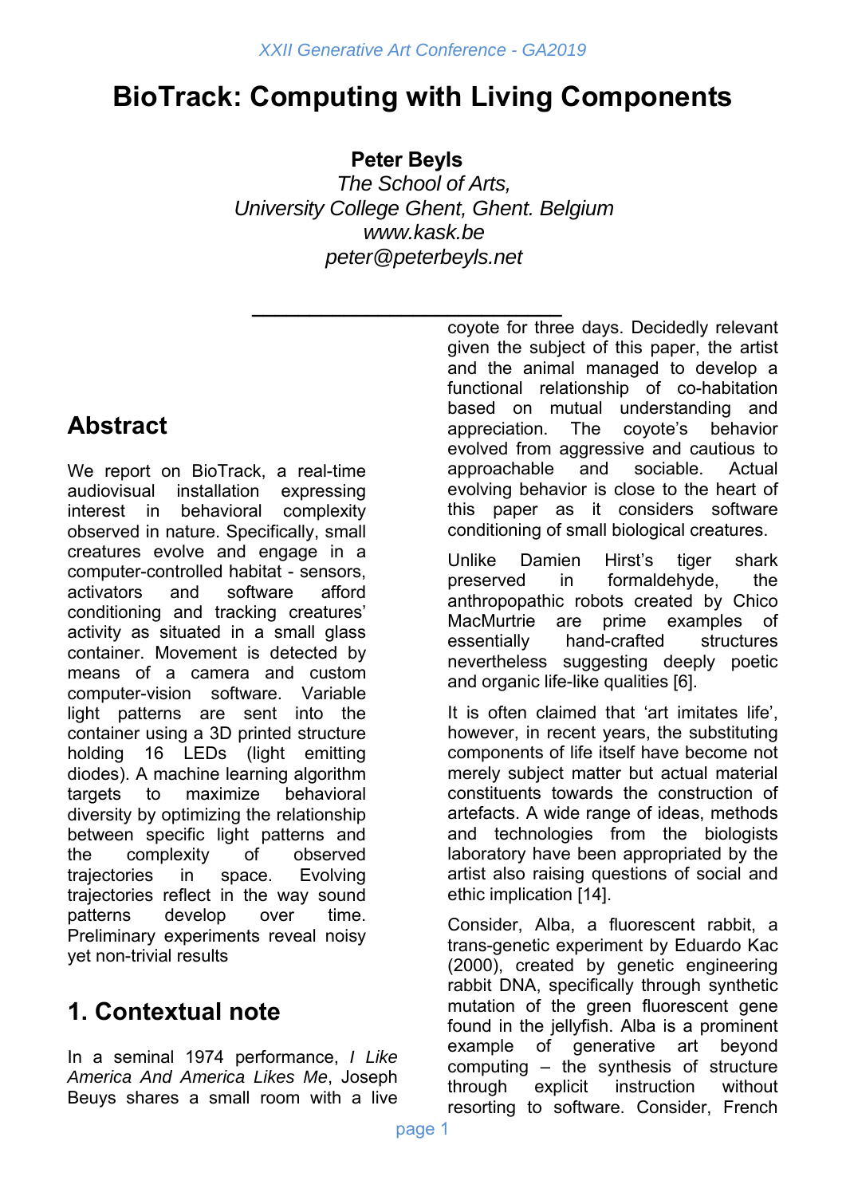# BioTrack: Computing with Living Components

**Peter Beyls**

*The School of Arts,*
*University College Ghent, Ghent. Belgium*
*www.kask.be*
*peter@peterbeyls.net*

## Abstract

We report on BioTrack, a real-time audiovisual installation expressing interest in behavioral complexity observed in nature. Specifically, small creatures evolve and engage in a computer-controlled habitat - sensors, activators and software afford conditioning and tracking creatures' activity as situated in a small glass container. Movement is detected by means of a camera and custom computer-vision software. Variable light patterns are sent into the container using a 3D printed structure holding 16 LEDs (light emitting diodes). A machine learning algorithm targets to maximize behavioral diversity by optimizing the relationship between specific light patterns and the complexity of observed trajectories in space. Evolving trajectories reflect in the way sound patterns develop over time. Preliminary experiments reveal noisy yet non-trivial results

## 1. Contextual note

In a seminal 1974 performance, *I Like America And America Likes Me*, Joseph Beuys shares a small room with a live coyote for three days. Decidedly relevant given the subject of this paper, the artist and the animal managed to develop a functional relationship of co-habitation based on mutual understanding and appreciation. The coyote's behavior evolved from aggressive and cautious to approachable and sociable. Actual evolving behavior is close to the heart of this paper as it considers software conditioning of small biological creatures.

Unlike Damien Hirst's tiger shark preserved in formaldehyde, the anthropopathic robots created by Chico MacMurtrie are prime examples of essentially hand-crafted structures nevertheless suggesting deeply poetic and organic life-like qualities [6].

It is often claimed that 'art imitates life', however, in recent years, the substituting components of life itself have become not merely subject matter but actual material constituents towards the construction of artefacts. A wide range of ideas, methods and technologies from the biologists laboratory have been appropriated by the artist also raising questions of social and ethic implication [14].

Consider, Alba, a fluorescent rabbit, a trans-genetic experiment by Eduardo Kac (2000), created by genetic engineering rabbit DNA, specifically through synthetic mutation of the green fluorescent gene found in the jellyfish. Alba is a prominent example of generative art beyond computing – the synthesis of structure through explicit instruction without resorting to software. Consider, French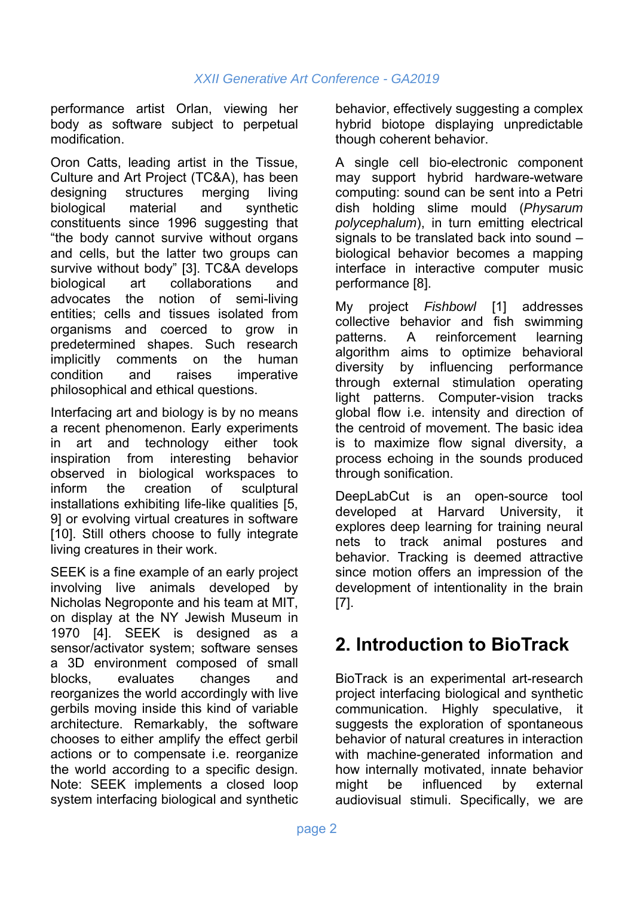performance artist Orlan, viewing her body as software subject to perpetual modification.

Oron Catts, leading artist in the Tissue, Culture and Art Project (TC&A), has been designing structures merging living biological material and synthetic constituents since 1996 suggesting that "the body cannot survive without organs and cells, but the latter two groups can survive without body" [3]. TC&A develops biological art collaborations and advocates the notion of semi-living entities; cells and tissues isolated from organisms and coerced to grow in predetermined shapes. Such research implicitly comments on the human condition and raises imperative philosophical and ethical questions.

Interfacing art and biology is by no means a recent phenomenon. Early experiments in art and technology either took inspiration from interesting behavior observed in biological workspaces to inform the creation of sculptural installations exhibiting life-like qualities [5, 9] or evolving virtual creatures in software [10]. Still others choose to fully integrate living creatures in their work.

SEEK is a fine example of an early project involving live animals developed by Nicholas Negroponte and his team at MIT, on display at the NY Jewish Museum in 1970 [4]. SEEK is designed as a sensor/activator system; software senses a 3D environment composed of small blocks, evaluates changes and reorganizes the world accordingly with live gerbils moving inside this kind of variable architecture. Remarkably, the software chooses to either amplify the effect gerbil actions or to compensate i.e. reorganize the world according to a specific design. Note: SEEK implements a closed loop system interfacing biological and synthetic behavior, effectively suggesting a complex hybrid biotope displaying unpredictable though coherent behavior.

A single cell bio-electronic component may support hybrid hardware-wetware computing: sound can be sent into a Petri dish holding slime mould (*Physarum polycephalum*), in turn emitting electrical signals to be translated back into sound – biological behavior becomes a mapping interface in interactive computer music performance [8].

My project *Fishbowl* [1] addresses collective behavior and fish swimming patterns. A reinforcement learning algorithm aims to optimize behavioral diversity by influencing performance through external stimulation operating light patterns. Computer-vision tracks global flow i.e. intensity and direction of the centroid of movement. The basic idea is to maximize flow signal diversity, a process echoing in the sounds produced through sonification.

DeepLabCut is an open-source tool developed at Harvard University, it explores deep learning for training neural nets to track animal postures and behavior. Tracking is deemed attractive since motion offers an impression of the development of intentionality in the brain [7].

## 2. Introduction to BioTrack

BioTrack is an experimental art-research project interfacing biological and synthetic communication. Highly speculative, it suggests the exploration of spontaneous behavior of natural creatures in interaction with machine-generated information and how internally motivated, innate behavior might be influenced by external audiovisual stimuli. Specifically, we are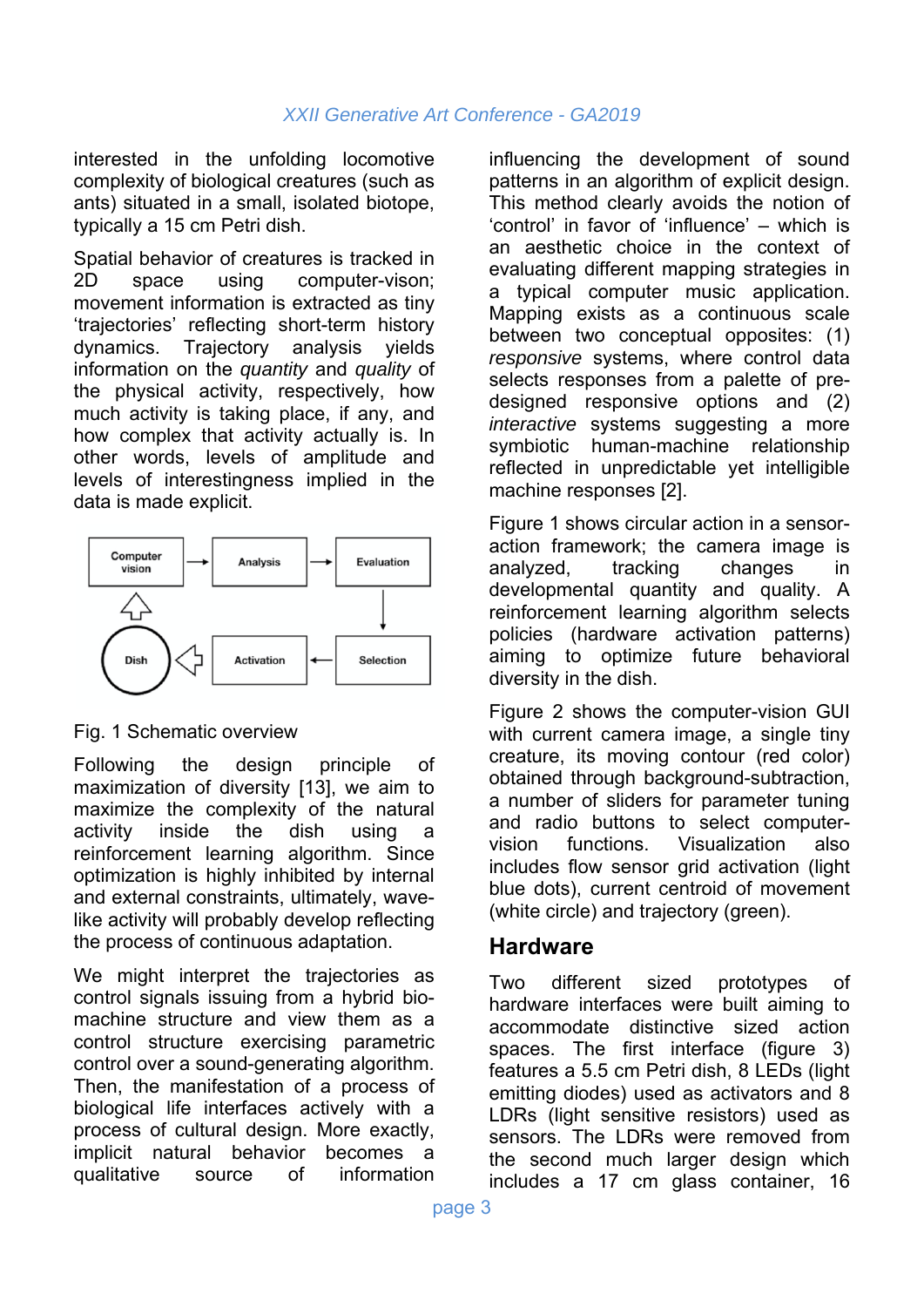interested in the unfolding locomotive complexity of biological creatures (such as ants) situated in a small, isolated biotope, typically a 15 cm Petri dish.

Spatial behavior of creatures is tracked in 2D space using computer-vison; movement information is extracted as tiny 'trajectories' reflecting short-term history dynamics. Trajectory analysis yields information on the *quantity* and *quality* of the physical activity, respectively, how much activity is taking place, if any, and how complex that activity actually is. In other words, levels of amplitude and levels of interestingness implied in the data is made explicit.

Computer vision → Analysis → Evaluation → Selection → Activation → Dish → Computer vision

Fig. 1 Schematic overview

Following the design principle of maximization of diversity [13], we aim to maximize the complexity of the natural activity inside the dish using a reinforcement learning algorithm. Since optimization is highly inhibited by internal and external constraints, ultimately, wave-like activity will probably develop reflecting the process of continuous adaptation.

We might interpret the trajectories as control signals issuing from a hybrid bio-machine structure and view them as a control structure exercising parametric control over a sound-generating algorithm. Then, the manifestation of a process of biological life interfaces actively with a process of cultural design. More exactly, implicit natural behavior becomes a qualitative source of information influencing the development of sound patterns in an algorithm of explicit design. This method clearly avoids the notion of 'control' in favor of 'influence' – which is an aesthetic choice in the context of evaluating different mapping strategies in a typical computer music application. Mapping exists as a continuous scale between two conceptual opposites: (1) *responsive* systems, where control data selects responses from a palette of pre-designed responsive options and (2) *interactive* systems suggesting a more symbiotic human-machine relationship reflected in unpredictable yet intelligible machine responses [2].

Figure 1 shows circular action in a sensor-action framework; the camera image is analyzed, tracking changes in developmental quantity and quality. A reinforcement learning algorithm selects policies (hardware activation patterns) aiming to optimize future behavioral diversity in the dish.

Figure 2 shows the computer-vision GUI with current camera image, a single tiny creature, its moving contour (red color) obtained through background-subtraction, a number of sliders for parameter tuning and radio buttons to select computer-vision functions. Visualization also includes flow sensor grid activation (light blue dots), current centroid of movement (white circle) and trajectory (green).

## Hardware

Two different sized prototypes of hardware interfaces were built aiming to accommodate distinctive sized action spaces. The first interface (figure 3) features a 5.5 cm Petri dish, 8 LEDs (light emitting diodes) used as activators and 8 LDRs (light sensitive resistors) used as sensors. The LDRs were removed from the second much larger design which includes a 17 cm glass container, 16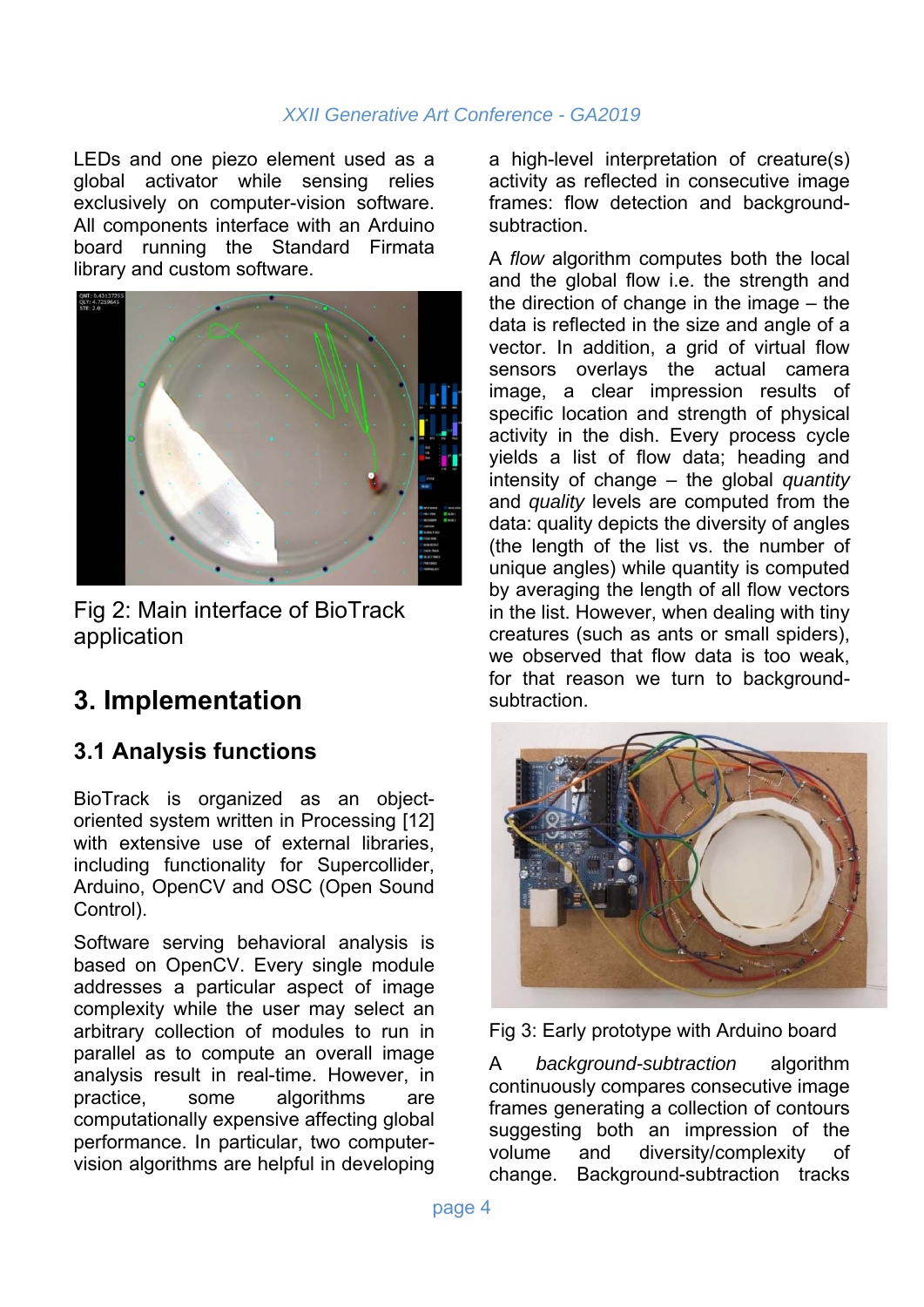LEDs and one piezo element used as a global activator while sensing relies exclusively on computer-vision software. All components interface with an Arduino board running the Standard Firmata library and custom software.

Fig 2: Main interface of BioTrack application

## 3. Implementation

### 3.1 Analysis functions

BioTrack is organized as an object-oriented system written in Processing [12] with extensive use of external libraries, including functionality for Supercollider, Arduino, OpenCV and OSC (Open Sound Control).

Software serving behavioral analysis is based on OpenCV. Every single module addresses a particular aspect of image complexity while the user may select an arbitrary collection of modules to run in parallel as to compute an overall image analysis result in real-time. However, in practice, some algorithms are computationally expensive affecting global performance. In particular, two computer-vision algorithms are helpful in developing a high-level interpretation of creature(s) activity as reflected in consecutive image frames: flow detection and background-subtraction.

A *flow* algorithm computes both the local and the global flow i.e. the strength and the direction of change in the image – the data is reflected in the size and angle of a vector. In addition, a grid of virtual flow sensors overlays the actual camera image, a clear impression results of specific location and strength of physical activity in the dish. Every process cycle yields a list of flow data; heading and intensity of change – the global *quantity* and *quality* levels are computed from the data: quality depicts the diversity of angles (the length of the list vs. the number of unique angles) while quantity is computed by averaging the length of all flow vectors in the list. However, when dealing with tiny creatures (such as ants or small spiders), we observed that flow data is too weak, for that reason we turn to background-subtraction.

Fig 3: Early prototype with Arduino board

A *background-subtraction* algorithm continuously compares consecutive image frames generating a collection of contours suggesting both an impression of the volume and diversity/complexity of change. Background-subtraction tracks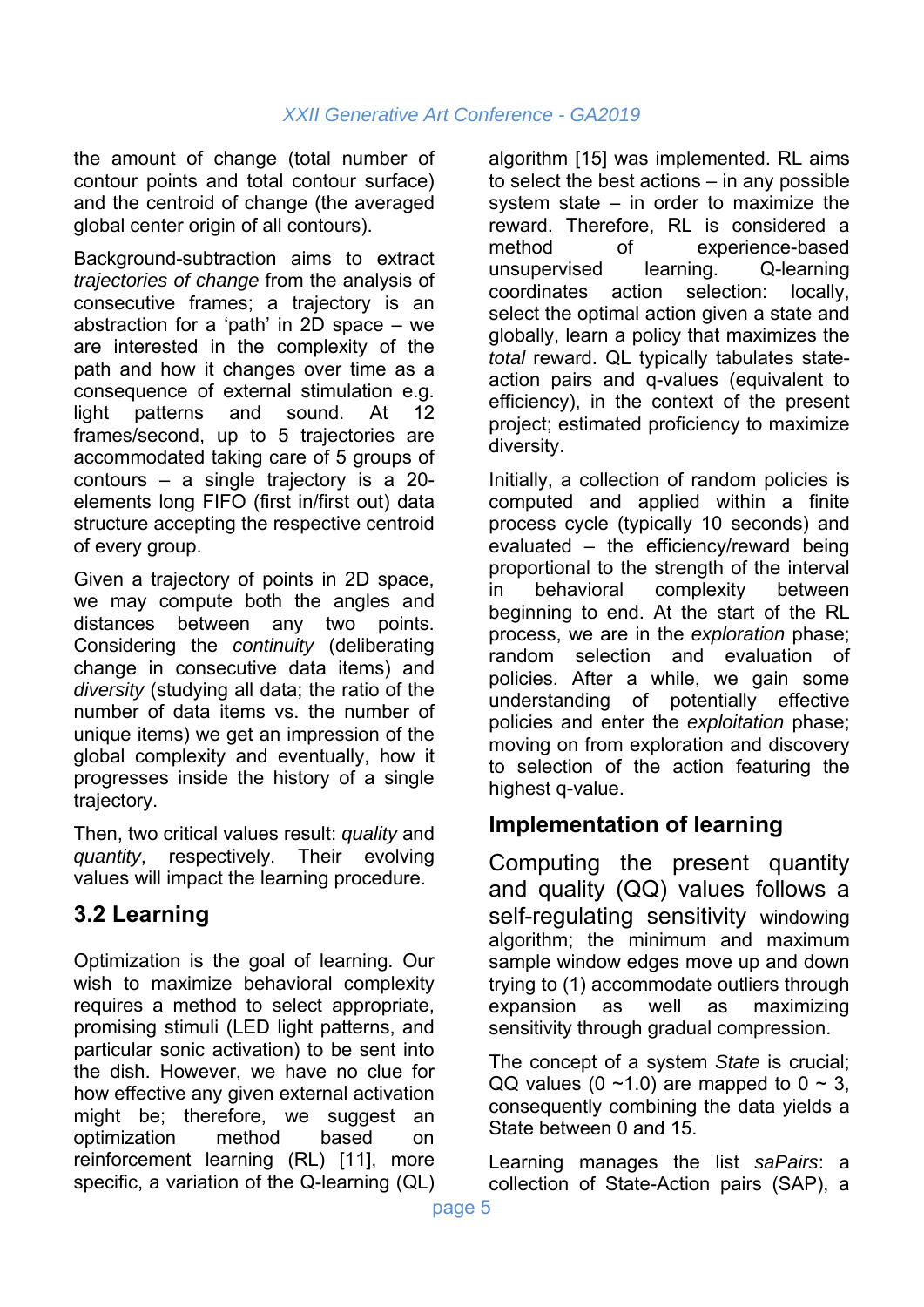the amount of change (total number of contour points and total contour surface) and the centroid of change (the averaged global center origin of all contours).

Background-subtraction aims to extract *trajectories of change* from the analysis of consecutive frames; a trajectory is an abstraction for a 'path' in 2D space – we are interested in the complexity of the path and how it changes over time as a consequence of external stimulation e.g. light patterns and sound. At 12 frames/second, up to 5 trajectories are accommodated taking care of 5 groups of contours – a single trajectory is a 20-elements long FIFO (first in/first out) data structure accepting the respective centroid of every group.

Given a trajectory of points in 2D space, we may compute both the angles and distances between any two points. Considering the *continuity* (deliberating change in consecutive data items) and *diversity* (studying all data; the ratio of the number of data items vs. the number of unique items) we get an impression of the global complexity and eventually, how it progresses inside the history of a single trajectory.

Then, two critical values result: *quality* and *quantity*, respectively. Their evolving values will impact the learning procedure.

## 3.2 Learning

Optimization is the goal of learning. Our wish to maximize behavioral complexity requires a method to select appropriate, promising stimuli (LED light patterns, and particular sonic activation) to be sent into the dish. However, we have no clue for how effective any given external activation might be; therefore, we suggest an optimization method based on reinforcement learning (RL) [11], more specific, a variation of the Q-learning (QL) algorithm [15] was implemented. RL aims to select the best actions – in any possible system state – in order to maximize the reward. Therefore, RL is considered a method of experience-based unsupervised learning. Q-learning coordinates action selection: locally, select the optimal action given a state and globally, learn a policy that maximizes the *total* reward. QL typically tabulates state-action pairs and q-values (equivalent to efficiency), in the context of the present project; estimated proficiency to maximize diversity.

Initially, a collection of random policies is computed and applied within a finite process cycle (typically 10 seconds) and evaluated – the efficiency/reward being proportional to the strength of the interval in behavioral complexity between beginning to end. At the start of the RL process, we are in the *exploration* phase; random selection and evaluation of policies. After a while, we gain some understanding of potentially effective policies and enter the *exploitation* phase; moving on from exploration and discovery to selection of the action featuring the highest q-value.

## Implementation of learning

Computing the present quantity and quality (QQ) values follows a self-regulating sensitivity windowing algorithm; the minimum and maximum sample window edges move up and down trying to (1) accommodate outliers through expansion as well as maximizing sensitivity through gradual compression.

The concept of a system *State* is crucial; QQ values (0 ~1.0) are mapped to 0 ~ 3, consequently combining the data yields a State between 0 and 15.

Learning manages the list *saPairs*: a collection of State-Action pairs (SAP), a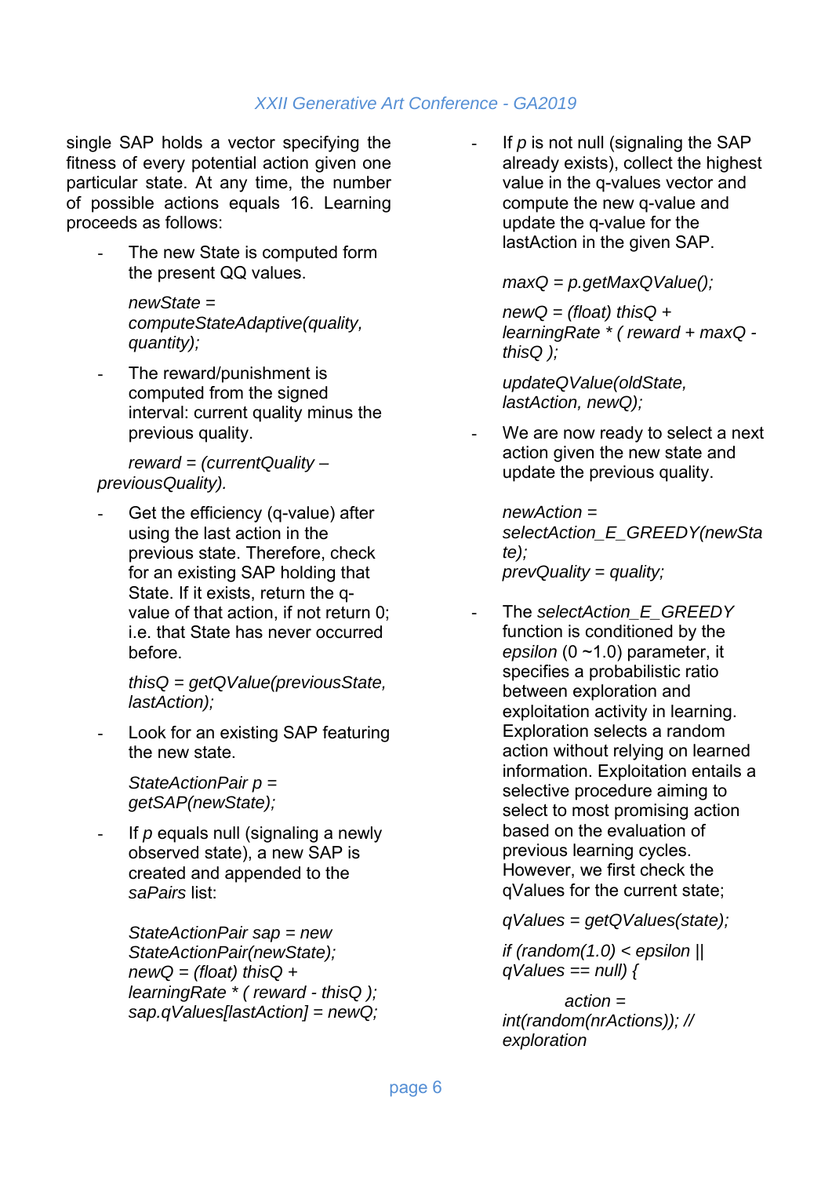single SAP holds a vector specifying the fitness of every potential action given one particular state. At any time, the number of possible actions equals 16. Learning proceeds as follows:

- The new State is computed form the present QQ values.

  *newState = computeStateAdaptive(quality, quantity);*

- The reward/punishment is computed from the signed interval: current quality minus the previous quality.

  *reward = (currentQuality – previousQuality).*

- Get the efficiency (q-value) after using the last action in the previous state. Therefore, check for an existing SAP holding that State. If it exists, return the q-value of that action, if not return 0; i.e. that State has never occurred before.

  *thisQ = getQValue(previousState, lastAction);*

- Look for an existing SAP featuring the new state.

  *StateActionPair p = getSAP(newState);*

- If *p* equals null (signaling a newly observed state), a new SAP is created and appended to the *saPairs* list:

  *StateActionPair sap = new StateActionPair(newState);*
  *newQ = (float) thisQ + learningRate * ( reward - thisQ );*
  *sap.qValues[lastAction] = newQ;*

- If *p* is not null (signaling the SAP already exists), collect the highest value in the q-values vector and compute the new q-value and update the q-value for the lastAction in the given SAP.

  *maxQ = p.getMaxQValue();*

  *newQ = (float) thisQ + learningRate * ( reward + maxQ - thisQ );*

  *updateQValue(oldState, lastAction, newQ);*

- We are now ready to select a next action given the new state and update the previous quality.

  *newAction = selectAction_E_GREEDY(newState);*
  *prevQuality = quality;*

- The *selectAction_E_GREEDY* function is conditioned by the *epsilon* (0 ~1.0) parameter, it specifies a probabilistic ratio between exploration and exploitation activity in learning. Exploration selects a random action without relying on learned information. Exploitation entails a selective procedure aiming to select to most promising action based on the evaluation of previous learning cycles. However, we first check the qValues for the current state;

  *qValues = getQValues(state);*

  *if (random(1.0) < epsilon || qValues == null) {*

  *action = int(random(nrActions)); // exploration*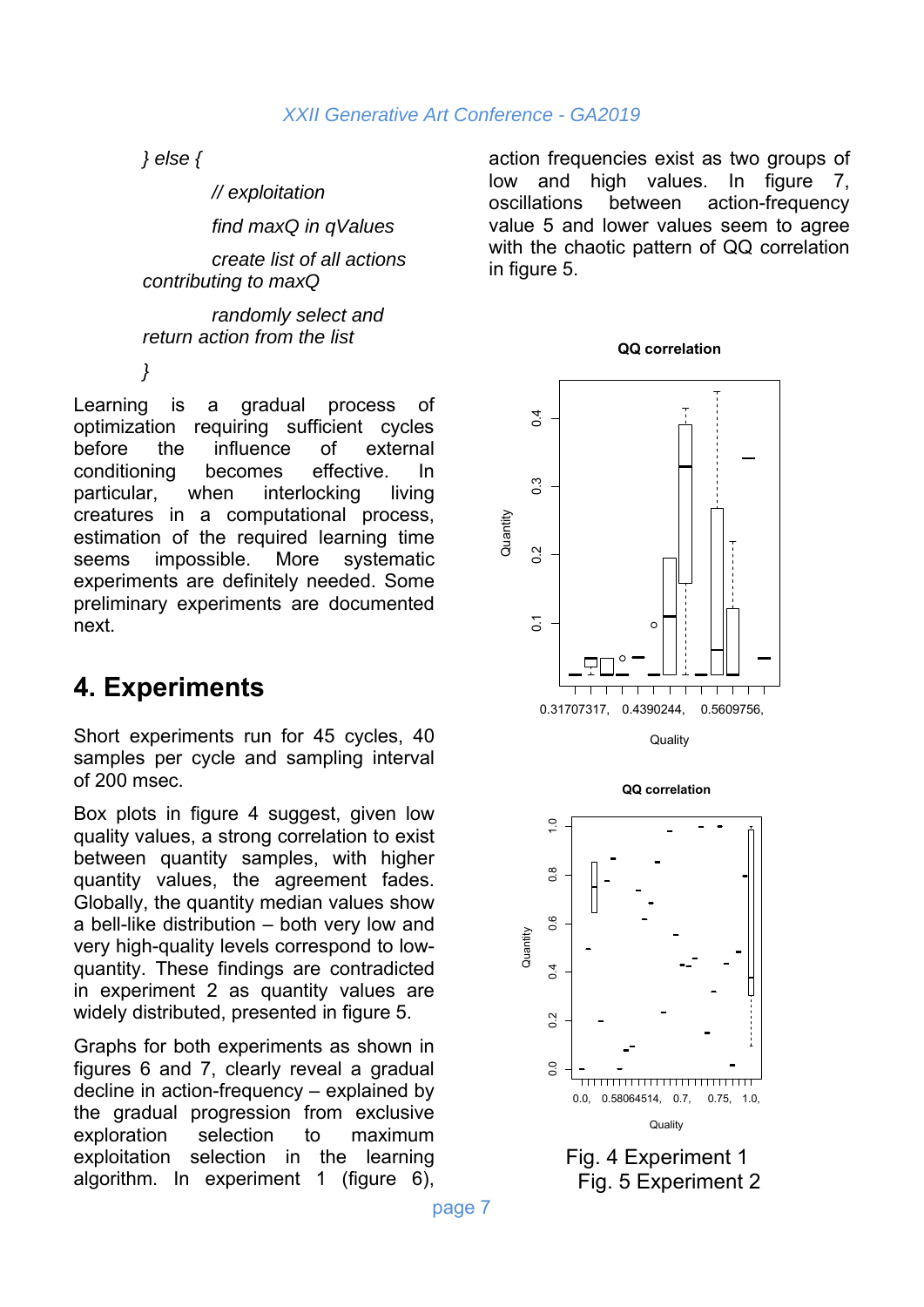*} else {*

*// exploitation*

*find maxQ in qValues*

*create list of all actions contributing to maxQ*

*randomly select and return action from the list*

*}*

Learning is a gradual process of optimization requiring sufficient cycles before the influence of external conditioning becomes effective. In particular, when interlocking living creatures in a computational process, estimation of the required learning time seems impossible. More systematic experiments are definitely needed. Some preliminary experiments are documented next.

## 4. Experiments

Short experiments run for 45 cycles, 40 samples per cycle and sampling interval of 200 msec.

Box plots in figure 4 suggest, given low quality values, a strong correlation to exist between quantity samples, with higher quantity values, the agreement fades. Globally, the quantity median values show a bell-like distribution – both very low and very high-quality levels correspond to low-quantity. These findings are contradicted in experiment 2 as quantity values are widely distributed, presented in figure 5.

Graphs for both experiments as shown in figures 6 and 7, clearly reveal a gradual decline in action-frequency – explained by the gradual progression from exclusive exploration selection to maximum exploitation selection in the learning algorithm. In experiment 1 (figure 6), action frequencies exist as two groups of low and high values. In figure 7, oscillations between action-frequency value 5 and lower values seem to agree with the chaotic pattern of QQ correlation in figure 5.

Fig. 4 Experiment 1

Fig. 5 Experiment 2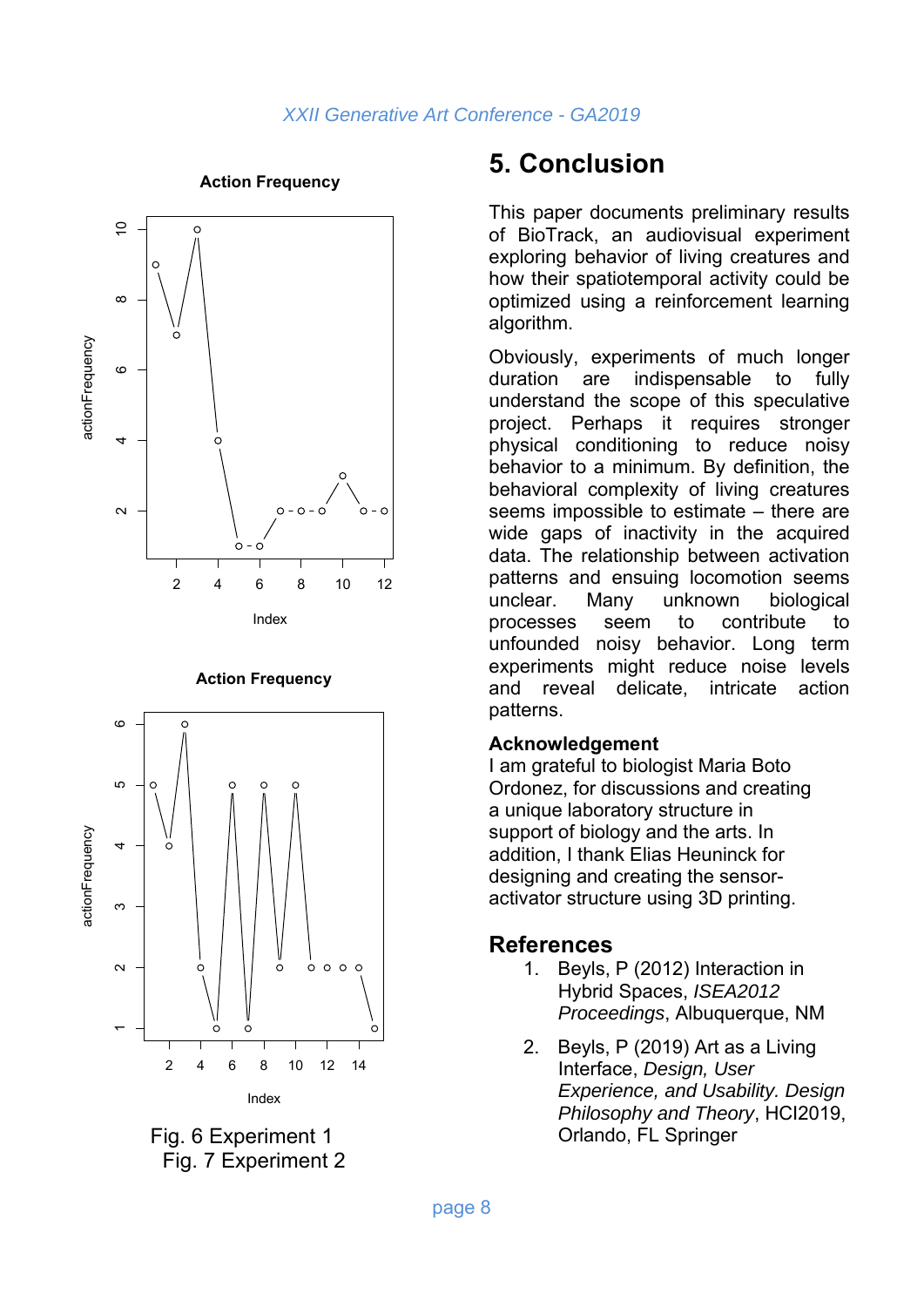Action Frequency

Action Frequency

Fig. 6 Experiment 1
Fig. 7 Experiment 2

## 5. Conclusion

This paper documents preliminary results of BioTrack, an audiovisual experiment exploring behavior of living creatures and how their spatiotemporal activity could be optimized using a reinforcement learning algorithm.

Obviously, experiments of much longer duration are indispensable to fully understand the scope of this speculative project. Perhaps it requires stronger physical conditioning to reduce noisy behavior to a minimum. By definition, the behavioral complexity of living creatures seems impossible to estimate – there are wide gaps of inactivity in the acquired data. The relationship between activation patterns and ensuing locomotion seems unclear. Many unknown biological processes seem to contribute to unfounded noisy behavior. Long term experiments might reduce noise levels and reveal delicate, intricate action patterns.

### Acknowledgement

I am grateful to biologist Maria Boto Ordonez, for discussions and creating a unique laboratory structure in support of biology and the arts. In addition, I thank Elias Heuninck for designing and creating the sensor-activator structure using 3D printing.

## References

1. Beyls, P (2012) Interaction in Hybrid Spaces, *ISEA2012 Proceedings*, Albuquerque, NM
2. Beyls, P (2019) Art as a Living Interface, *Design, User Experience, and Usability. Design Philosophy and Theory*, HCI2019, Orlando, FL Springer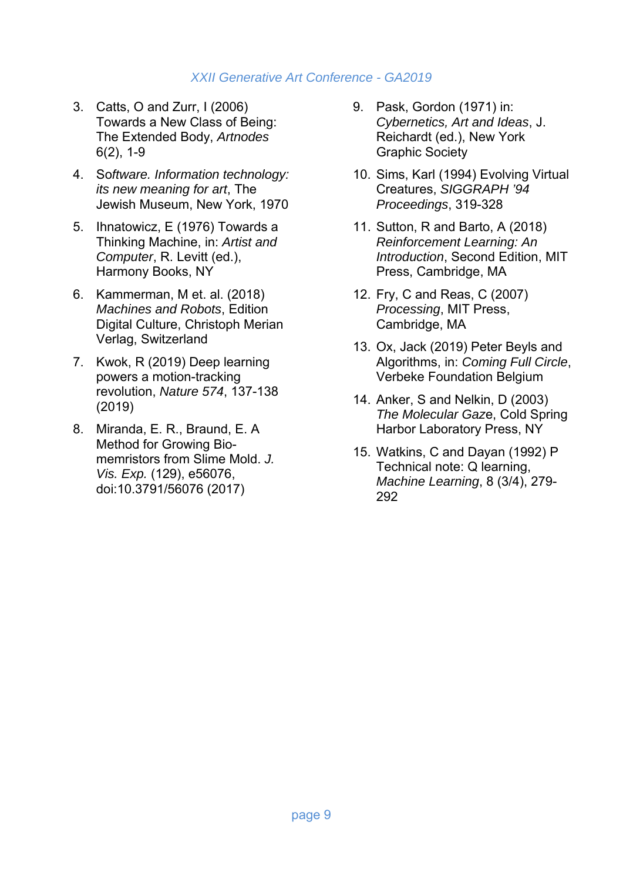3. Catts, O and Zurr, I (2006) Towards a New Class of Being: The Extended Body, *Artnodes* 6(2), 1-9
4. Software. *Information technology: its new meaning for art*, The Jewish Museum, New York, 1970
5. Ihnatowicz, E (1976) Towards a Thinking Machine, in: *Artist and Computer*, R. Levitt (ed.), Harmony Books, NY
6. Kammerman, M et. al. (2018) *Machines and Robots*, Edition Digital Culture, Christoph Merian Verlag, Switzerland
7. Kwok, R (2019) Deep learning powers a motion-tracking revolution, *Nature 574*, 137-138 (2019)
8. Miranda, E. R., Braund, E. A Method for Growing Bio-memristors from Slime Mold. *J. Vis. Exp.* (129), e56076, doi:10.3791/56076 (2017)
9. Pask, Gordon (1971) in: *Cybernetics, Art and Ideas*, J. Reichardt (ed.), New York Graphic Society
10. Sims, Karl (1994) Evolving Virtual Creatures, *SIGGRAPH '94 Proceedings*, 319-328
11. Sutton, R and Barto, A (2018) *Reinforcement Learning: An Introduction*, Second Edition, MIT Press, Cambridge, MA
12. Fry, C and Reas, C (2007) *Processing*, MIT Press, Cambridge, MA
13. Ox, Jack (2019) Peter Beyls and Algorithms, in: *Coming Full Circle*, Verbeke Foundation Belgium
14. Anker, S and Nelkin, D (2003) *The Molecular Gaze*, Cold Spring Harbor Laboratory Press, NY
15. Watkins, C and Dayan (1992) P Technical note: Q learning, *Machine Learning*, 8 (3/4), 279-292